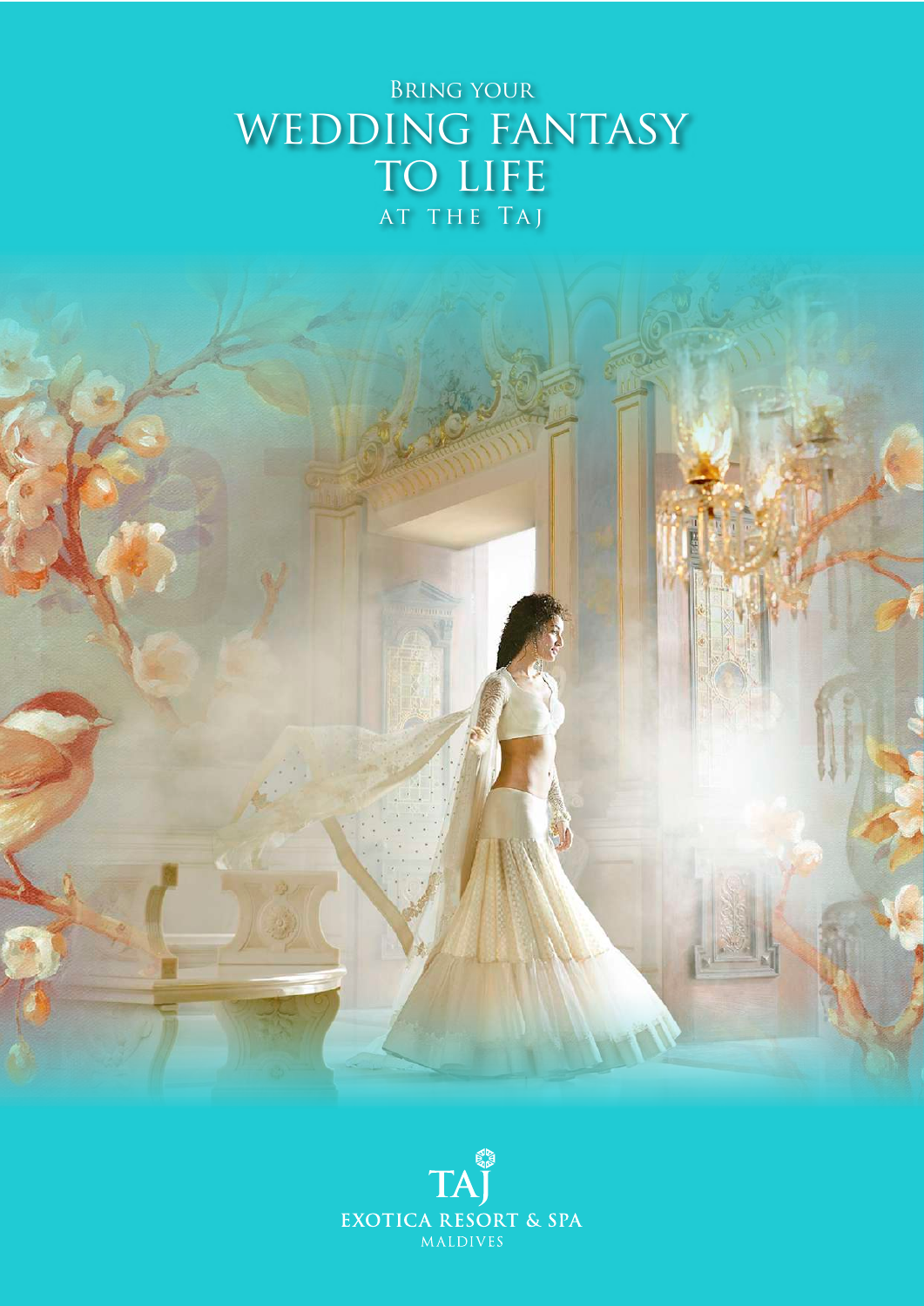# Bring your WEDDING FANTASY TO LIFE at the Taj

TAJ
EXOTICA RESORT & SPA
MALDIVES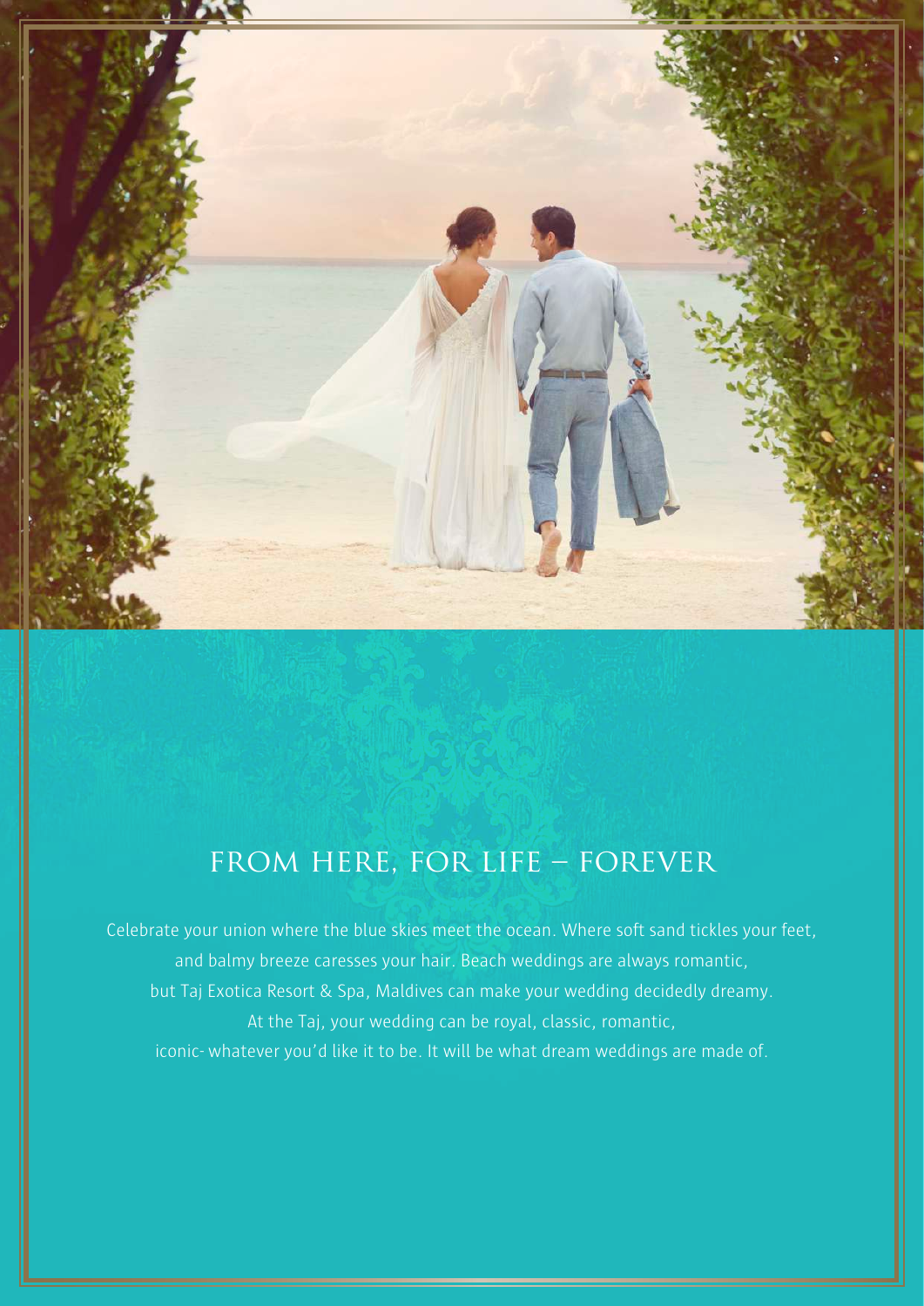## FROM HERE, FOR LIFE – FOREVER

Celebrate your union where the blue skies meet the ocean. Where soft sand tickles your feet, and balmy breeze caresses your hair. Beach weddings are always romantic, but Taj Exotica Resort & Spa, Maldives can make your wedding decidedly dreamy. At the Taj, your wedding can be royal, classic, romantic, iconic- whatever you'd like it to be. It will be what dream weddings are made of.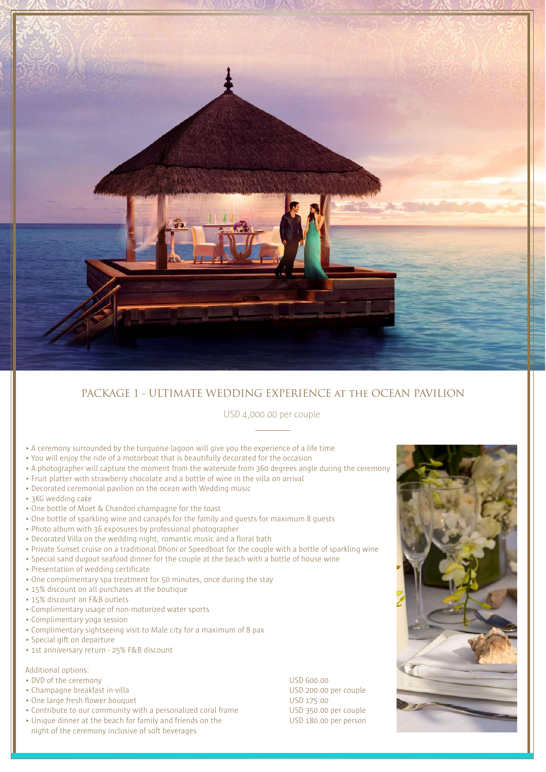## PACKAGE 1 - ULTIMATE WEDDING EXPERIENCE AT THE OCEAN PAVILION

USD 4,000.00 per couple

- A ceremony surrounded by the turquoise lagoon will give you the experience of a life time
- You will enjoy the ride of a motorboat that is beautifully decorated for the occasion
- A photographer will capture the moment from the waterside from 360 degrees angle during the ceremony
- Fruit platter with strawberry chocolate and a bottle of wine in the villa on arrival
- Decorated ceremonial pavilion on the ocean with Wedding music
- 3KG wedding cake
- One bottle of Moet & Chandon champagne for the toast
- One bottle of sparkling wine and canapés for the family and guests for maximum 8 guests
- Photo album with 36 exposures by professional photographer
- Decorated Villa on the wedding night, romantic music and a floral bath
- Private Sunset cruise on a traditional Dhoni or Speedboat for the couple with a bottle of sparkling wine
- Special sand dugout seafood dinner for the couple at the beach with a bottle of house wine
- Presentation of wedding certificate
- One complimentary spa treatment for 50 minutes, once during the stay
- 15% discount on all purchases at the boutique
- 15% discount on F&B outlets
- Complimentary usage of non-motorized water sports
- Complimentary yoga session
- Complimentary sightseeing visit to Male city for a maximum of 8 pax
- Special gift on departure
- 1st anniversary return - 25% F&B discount

Additional options:

| Option | Price |
|---|---|
| • DVD of the ceremony | USD 600.00 |
| • Champagne breakfast in-villa | USD 200.00 per couple |
| • One large fresh flower bouquet | USD 175.00 |
| • Contribute to our community with a personalized coral frame | USD 350.00 per couple |
| • Unique dinner at the beach for family and friends on the night of the ceremony inclusive of soft beverages | USD 180.00 per person |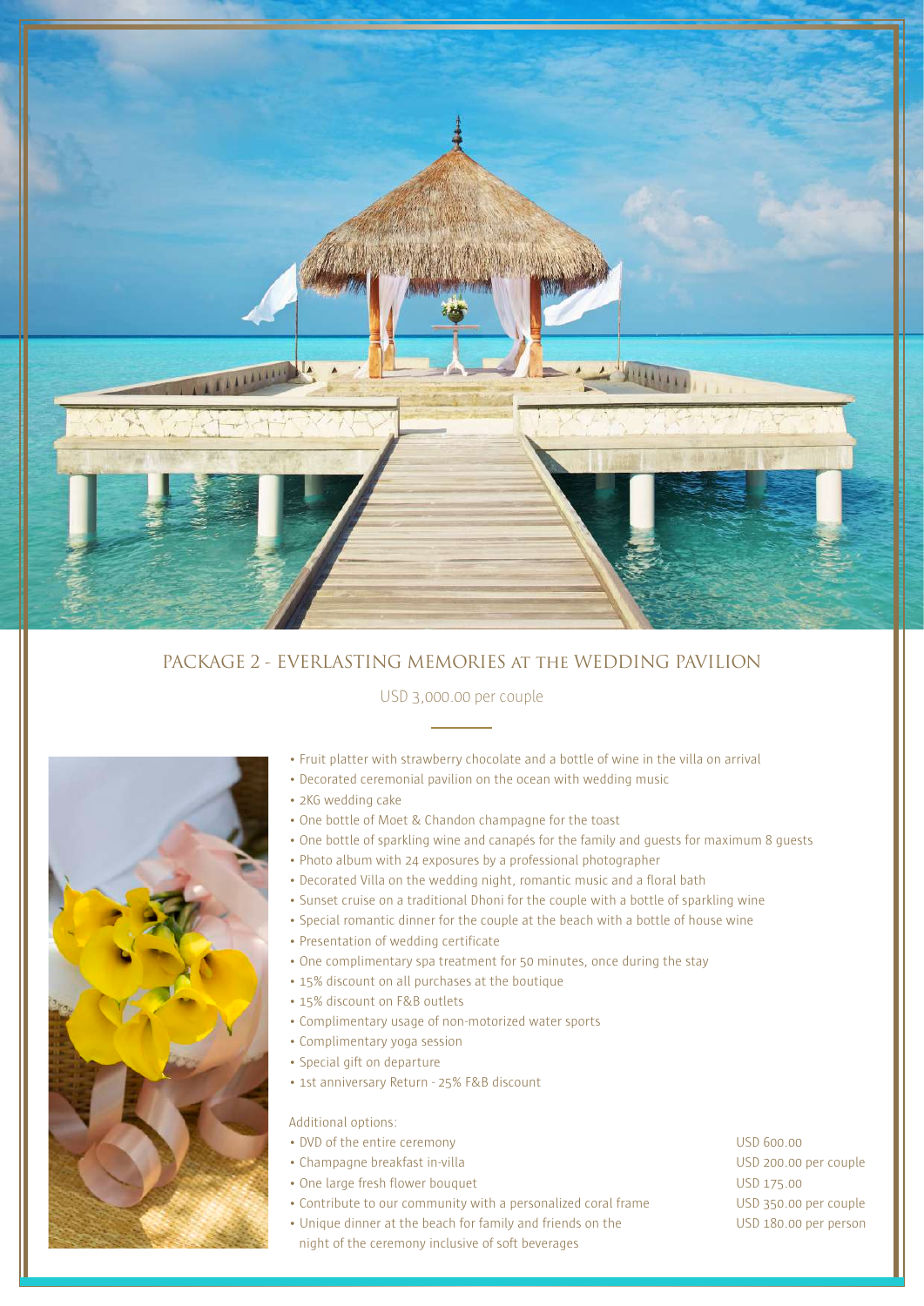## PACKAGE 2 - EVERLASTING MEMORIES AT THE WEDDING PAVILION

USD 3,000.00 per couple

- Fruit platter with strawberry chocolate and a bottle of wine in the villa on arrival
- Decorated ceremonial pavilion on the ocean with wedding music
- 2KG wedding cake
- One bottle of Moet & Chandon champagne for the toast
- One bottle of sparkling wine and canapés for the family and guests for maximum 8 guests
- Photo album with 24 exposures by a professional photographer
- Decorated Villa on the wedding night, romantic music and a floral bath
- Sunset cruise on a traditional Dhoni for the couple with a bottle of sparkling wine
- Special romantic dinner for the couple at the beach with a bottle of house wine
- Presentation of wedding certificate
- One complimentary spa treatment for 50 minutes, once during the stay
- 15% discount on all purchases at the boutique
- 15% discount on F&B outlets
- Complimentary usage of non-motorized water sports
- Complimentary yoga session
- Special gift on departure
- 1st anniversary Return - 25% F&B discount

Additional options:

| Option | Price |
| --- | --- |
| DVD of the entire ceremony | USD 600.00 |
| Champagne breakfast in-villa | USD 200.00 per couple |
| One large fresh flower bouquet | USD 175.00 |
| Contribute to our community with a personalized coral frame | USD 350.00 per couple |
| Unique dinner at the beach for family and friends on the night of the ceremony inclusive of soft beverages | USD 180.00 per person |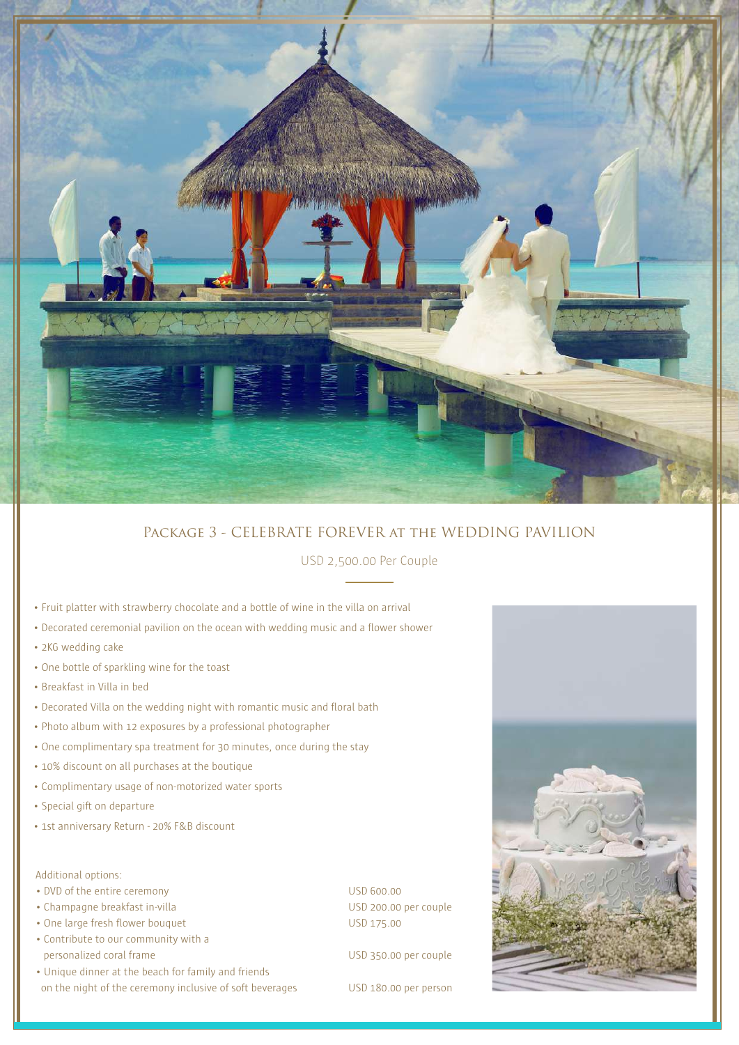## Package 3 - Celebrate Forever at the Wedding Pavilion

USD 2,500.00 Per Couple

- Fruit platter with strawberry chocolate and a bottle of wine in the villa on arrival
- Decorated ceremonial pavilion on the ocean with wedding music and a flower shower
- 2KG wedding cake
- One bottle of sparkling wine for the toast
- Breakfast in Villa in bed
- Decorated Villa on the wedding night with romantic music and floral bath
- Photo album with 12 exposures by a professional photographer
- One complimentary spa treatment for 30 minutes, once during the stay
- 10% discount on all purchases at the boutique
- Complimentary usage of non-motorized water sports
- Special gift on departure
- 1st anniversary Return - 20% F&B discount

Additional options:

| Option | Price |
| --- | --- |
| DVD of the entire ceremony | USD 600.00 |
| Champagne breakfast in-villa | USD 200.00 per couple |
| One large fresh flower bouquet | USD 175.00 |
| Contribute to our community with a personalized coral frame | USD 350.00 per couple |
| Unique dinner at the beach for family and friends on the night of the ceremony inclusive of soft beverages | USD 180.00 per person |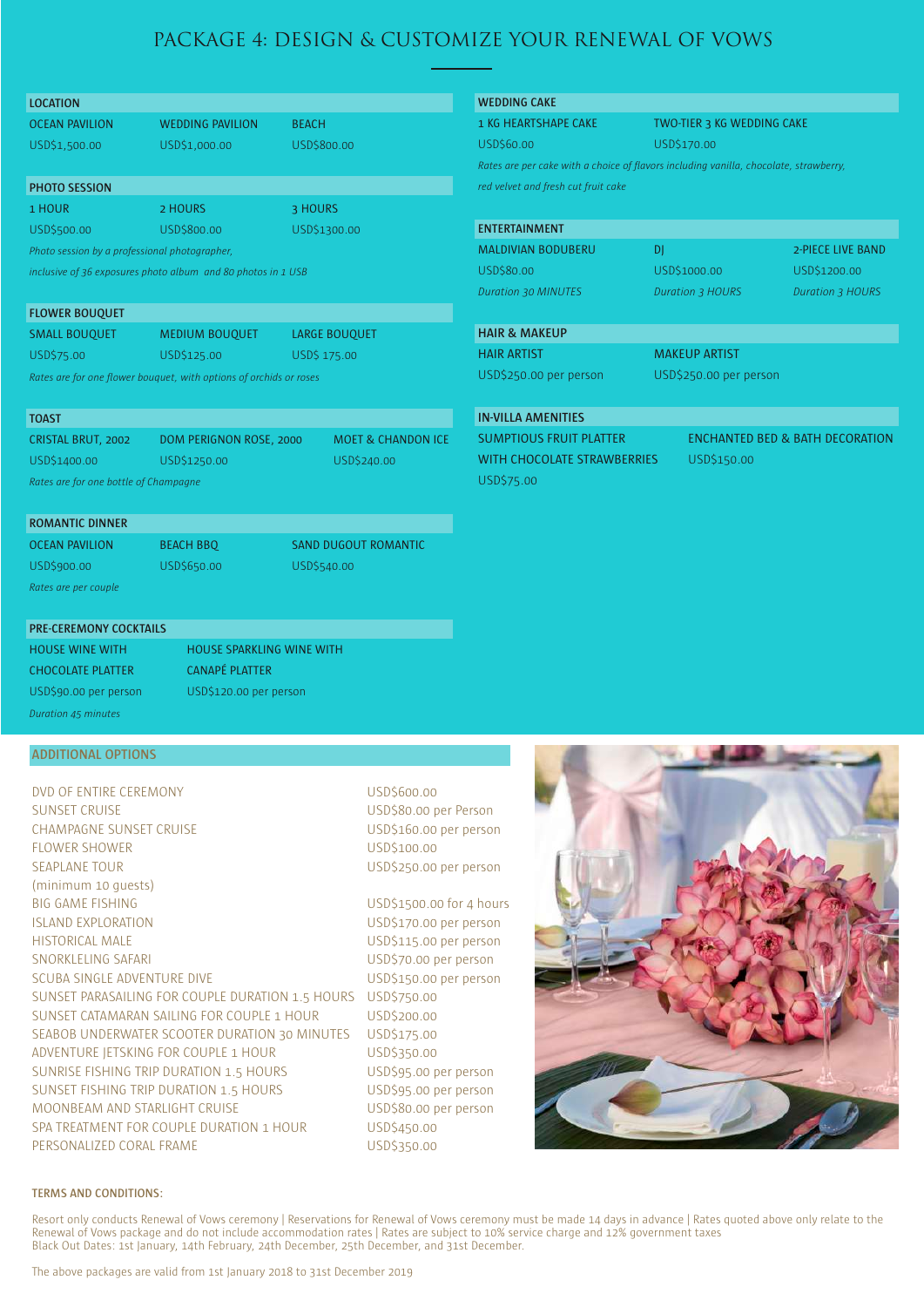# PACKAGE 4: DESIGN & CUSTOMIZE YOUR RENEWAL OF VOWS

## LOCATION

| OCEAN PAVILION | WEDDING PAVILION | BEACH |
|---|---|---|
| USD$1,500.00 | USD$1,000.00 | USD$800.00 |

## PHOTO SESSION

| 1 HOUR | 2 HOURS | 3 HOURS |
|---|---|---|
| USD$500.00 | USD$800.00 | USD$1300.00 |

*Photo session by a professional photographer, inclusive of 36 exposures photo album and 80 photos in 1 USB*

## FLOWER BOUQUET

| SMALL BOUQUET | MEDIUM BOUQUET | LARGE BOUQUET |
|---|---|---|
| USD$75.00 | USD$125.00 | USD$ 175.00 |

*Rates are for one flower bouquet, with options of orchids or roses*

## TOAST

| CRISTAL BRUT, 2002 | DOM PERIGNON ROSE, 2000 | MOET & CHANDON ICE |
|---|---|---|
| USD$1400.00 | USD$1250.00 | USD$240.00 |

*Rates are for one bottle of Champagne*

## ROMANTIC DINNER

| OCEAN PAVILION | BEACH BBQ | SAND DUGOUT ROMANTIC |
|---|---|---|
| USD$900.00 | USD$650.00 | USD$540.00 |

*Rates are per couple*

## PRE-CEREMONY COCKTAILS

| HOUSE WINE WITH CHOCOLATE PLATTER | HOUSE SPARKLING WINE WITH CANAPÉ PLATTER |
|---|---|
| USD$90.00 per person | USD$120.00 per person |

*Duration 45 minutes*

## WEDDING CAKE

| 1 KG HEARTSHAPE CAKE | TWO-TIER 3 KG WEDDING CAKE |
|---|---|
| USD$60.00 | USD$170.00 |

*Rates are per cake with a choice of flavors including vanilla, chocolate, strawberry, red velvet and fresh cut fruit cake*

## ENTERTAINMENT

| MALDIVIAN BODUBERU | DJ | 2-PIECE LIVE BAND |
|---|---|---|
| USD$80.00 | USD$1000.00 | USD$1200.00 |
| *Duration 30 MINUTES* | *Duration 3 HOURS* | *Duration 3 HOURS* |

## HAIR & MAKEUP

| HAIR ARTIST | MAKEUP ARTIST |
|---|---|
| USD$250.00 per person | USD$250.00 per person |

## IN-VILLA AMENITIES

| SUMPTIOUS FRUIT PLATTER WITH CHOCOLATE STRAWBERRIES | ENCHANTED BED & BATH DECORATION |
|---|---|
| USD$75.00 | USD$150.00 |

## ADDITIONAL OPTIONS

| Option | Price |
|---|---|
| DVD OF ENTIRE CEREMONY | USD$600.00 |
| SUNSET CRUISE | USD$80.00 per Person |
| CHAMPAGNE SUNSET CRUISE | USD$160.00 per person |
| FLOWER SHOWER | USD$100.00 |
| SEAPLANE TOUR (minimum 10 guests) | USD$250.00 per person |
| BIG GAME FISHING | USD$1500.00 for 4 hours |
| ISLAND EXPLORATION | USD$170.00 per person |
| HISTORICAL MALE | USD$115.00 per person |
| SNORKLELING SAFARI | USD$70.00 per person |
| SCUBA SINGLE ADVENTURE DIVE | USD$150.00 per person |
| SUNSET PARASAILING FOR COUPLE DURATION 1.5 HOURS | USD$750.00 |
| SUNSET CATAMARAN SAILING FOR COUPLE 1 HOUR | USD$200.00 |
| SEABOB UNDERWATER SCOOTER DURATION 30 MINUTES | USD$175.00 |
| ADVENTURE JETSKING FOR COUPLE 1 HOUR | USD$350.00 |
| SUNRISE FISHING TRIP DURATION 1.5 HOURS | USD$95.00 per person |
| SUNSET FISHING TRIP DURATION 1.5 HOURS | USD$95.00 per person |
| MOONBEAM AND STARLIGHT CRUISE | USD$80.00 per person |
| SPA TREATMENT FOR COUPLE DURATION 1 HOUR | USD$450.00 |
| PERSONALIZED CORAL FRAME | USD$350.00 |

### TERMS AND CONDITIONS:

Resort only conducts Renewal of Vows ceremony | Reservations for Renewal of Vows ceremony must be made 14 days in advance | Rates quoted above only relate to the Renewal of Vows package and do not include accommodation rates | Rates are subject to 10% service charge and 12% government taxes
Black Out Dates: 1st January, 14th February, 24th December, 25th December, and 31st December.

The above packages are valid from 1st January 2018 to 31st December 2019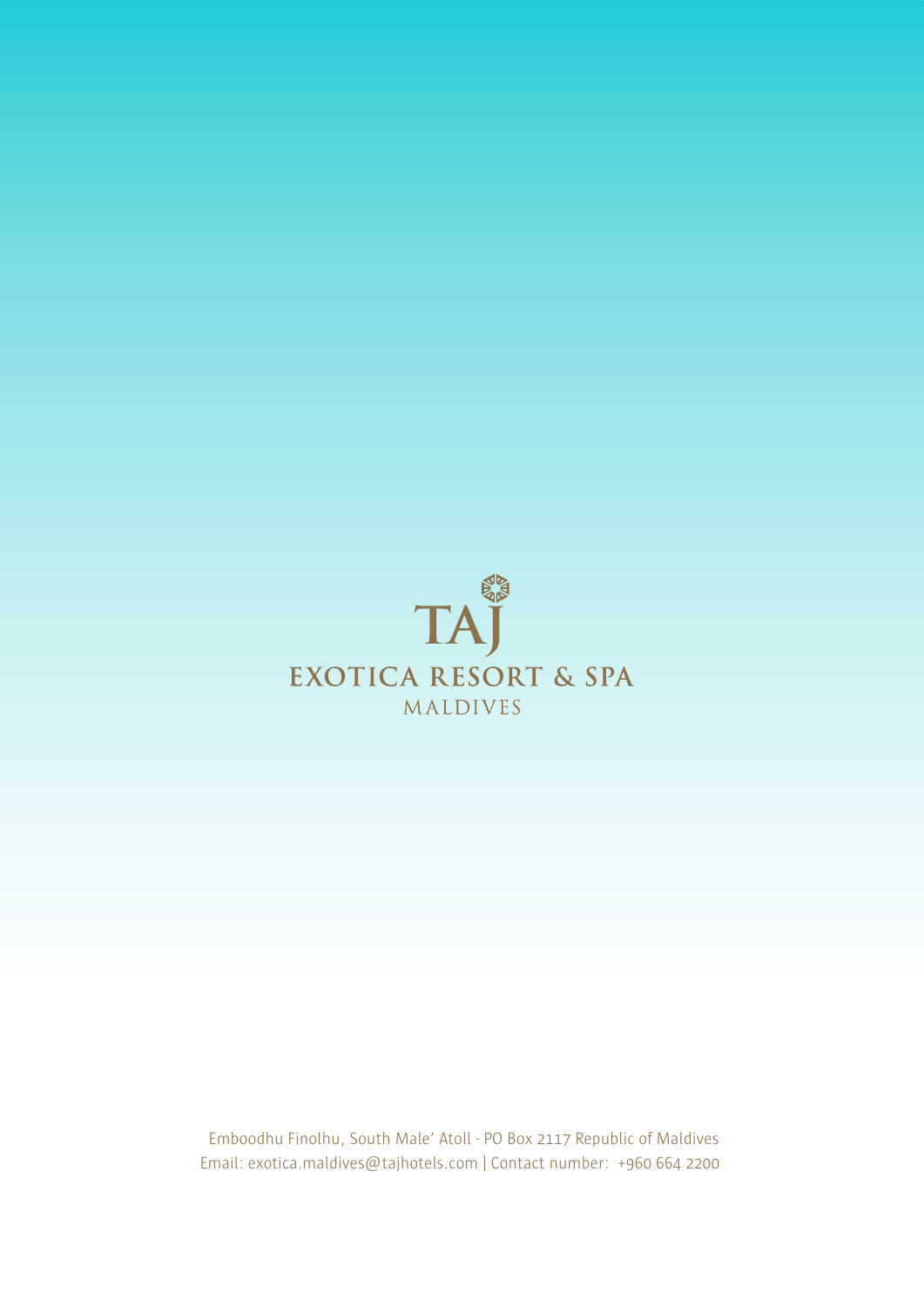TAJ

EXOTICA RESORT & SPA

MALDIVES

Emboodhu Finolhu, South Male' Atoll - PO Box 2117 Republic of Maldives
Email: exotica.maldives@tajhotels.com | Contact number: +960 664 2200